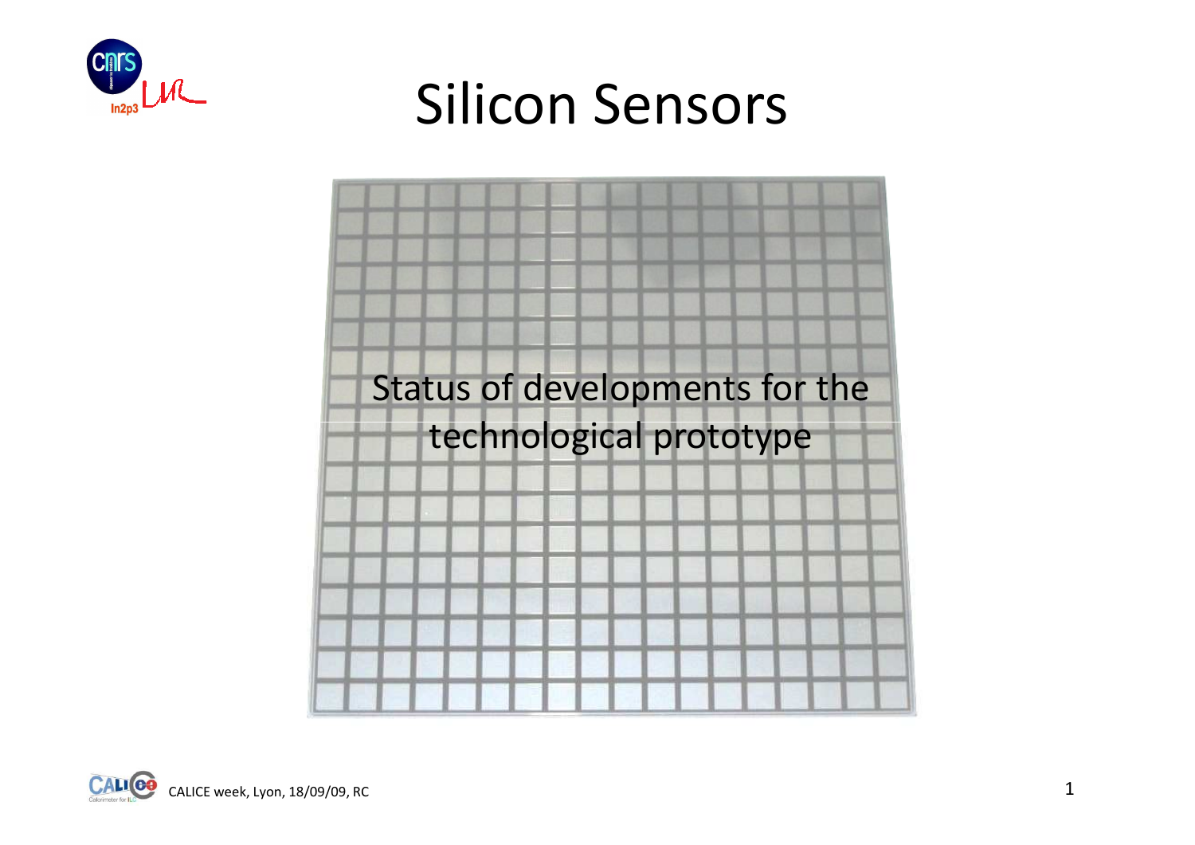# Silicon Sensors

Status of developments for the technological prototype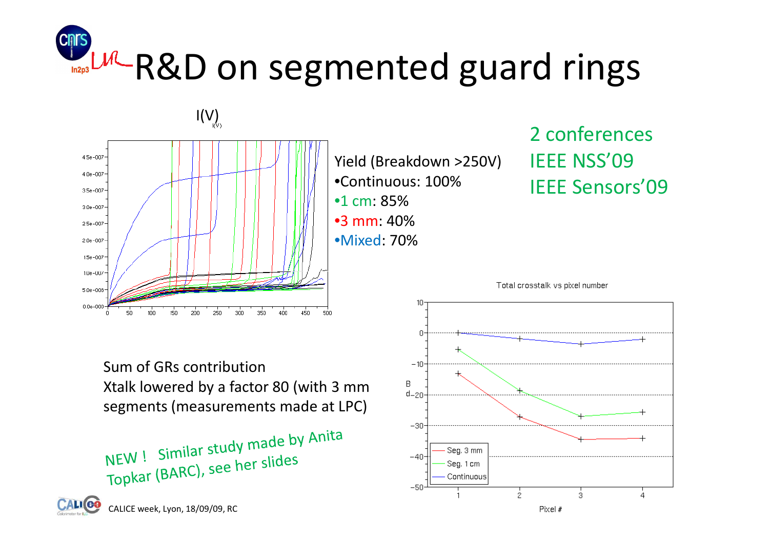# R&D on segmented guard rings

I(V)

Yield (Breakdown >250V)
- Continuous: 100%
- 1 cm: 85%
- 3 mm: 40%
- Mixed: 70%

2 conferences
IEEE NSS'09
IEEE Sensors'09

Total crosstalk vs pixel number

Sum of GRs contribution
Xtalk lowered by a factor 80 (with 3 mm segments (measurements made at LPC)

NEW ! Similar study made by Anita Topkar (BARC), see her slides

CALICE week, Lyon, 18/09/09, RC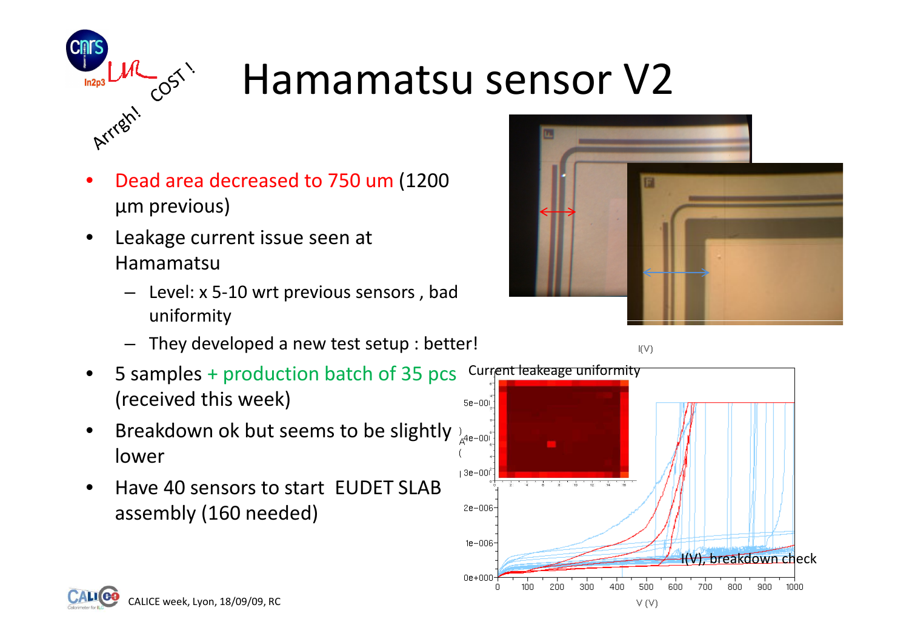# Hamamatsu sensor V2

- Dead area decreased to 750 um (1200 µm previous)
- Leakage current issue seen at Hamamatsu
  - Level: x 5-10 wrt previous sensors , bad uniformity
  - They developed a new test setup : better!
- 5 samples + production batch of 35 pcs (received this week)
- Breakdown ok but seems to be slightly lower
- Have 40 sensors to start EUDET SLAB assembly (160 needed)

Current leakage uniformity

I(V), breakdown check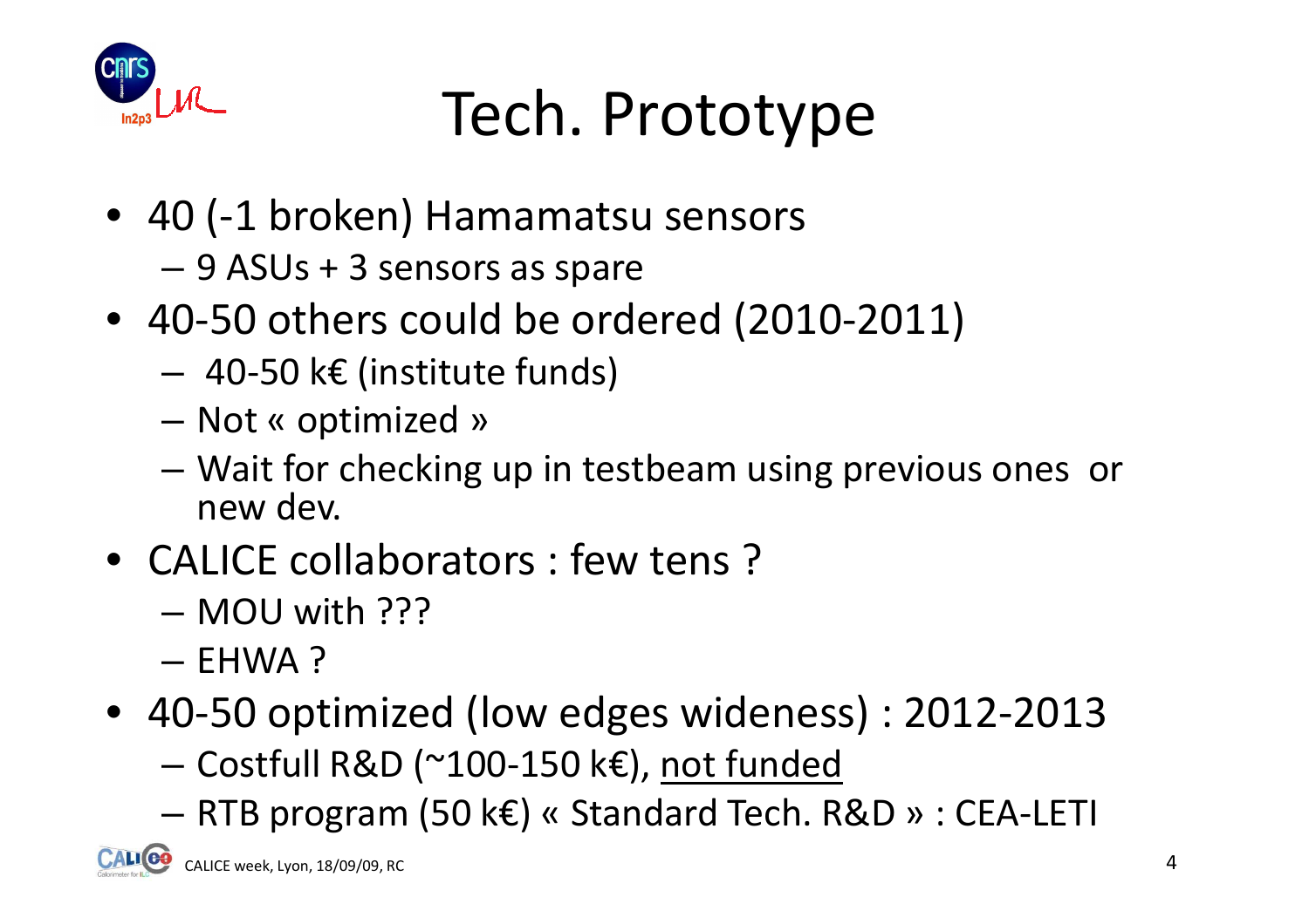# Tech. Prototype

- 40 (-1 broken) Hamamatsu sensors
  - 9 ASUs + 3 sensors as spare
- 40-50 others could be ordered (2010-2011)
  - 40-50 k€ (institute funds)
  - Not « optimized »
  - Wait for checking up in testbeam using previous ones or new dev.
- CALICE collaborators : few tens ?
  - MOU with ???
  - EHWA ?
- 40-50 optimized (low edges wideness) : 2012-2013
  - Costfull R&D (~100-150 k€), <u>not funded</u>
  - RTB program (50 k€) « Standard Tech. R&D » : CEA-LETI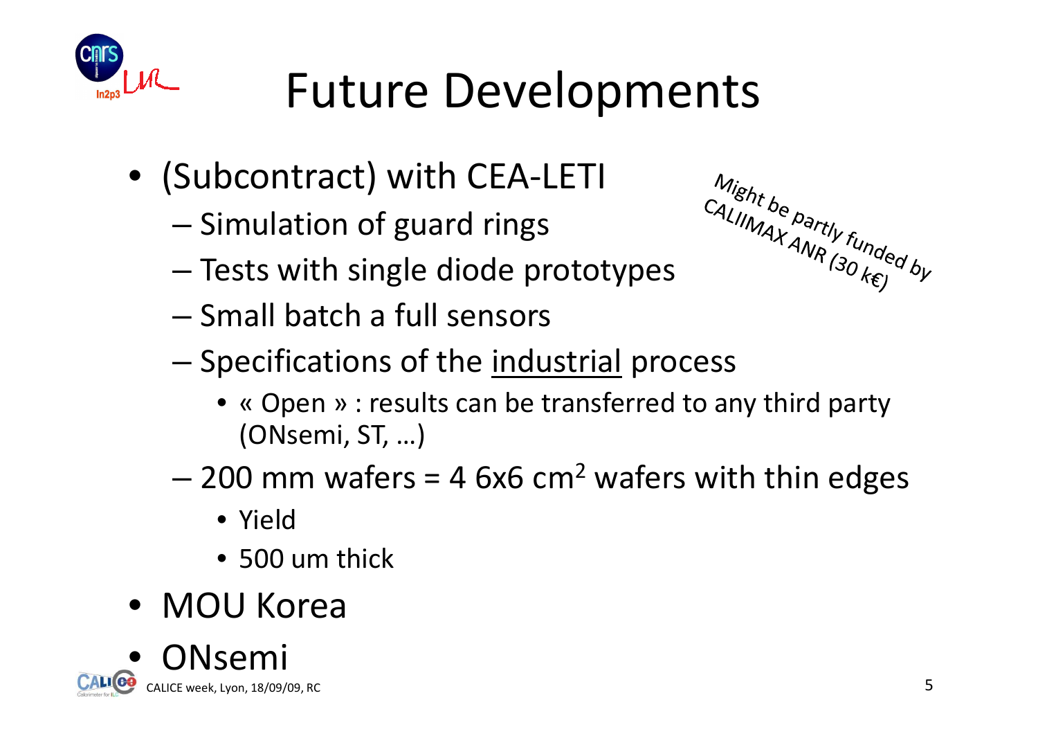# Future Developments

- (Subcontract) with CEA-LETI
  - Simulation of guard rings
  - Tests with single diode prototypes
  - Small batch a full sensors
  - Specifications of the <u>industrial</u> process
    - « Open » : results can be transferred to any third party (ONsemi, ST, …)
  - 200 mm wafers = 4 6x6 cm$^2$ wafers with thin edges
    - Yield
    - 500 um thick
- MOU Korea
- ONsemi

*Might be partly funded by CALIIMAX ANR (30 k€)*

CALICE week, Lyon, 18/09/09, RC